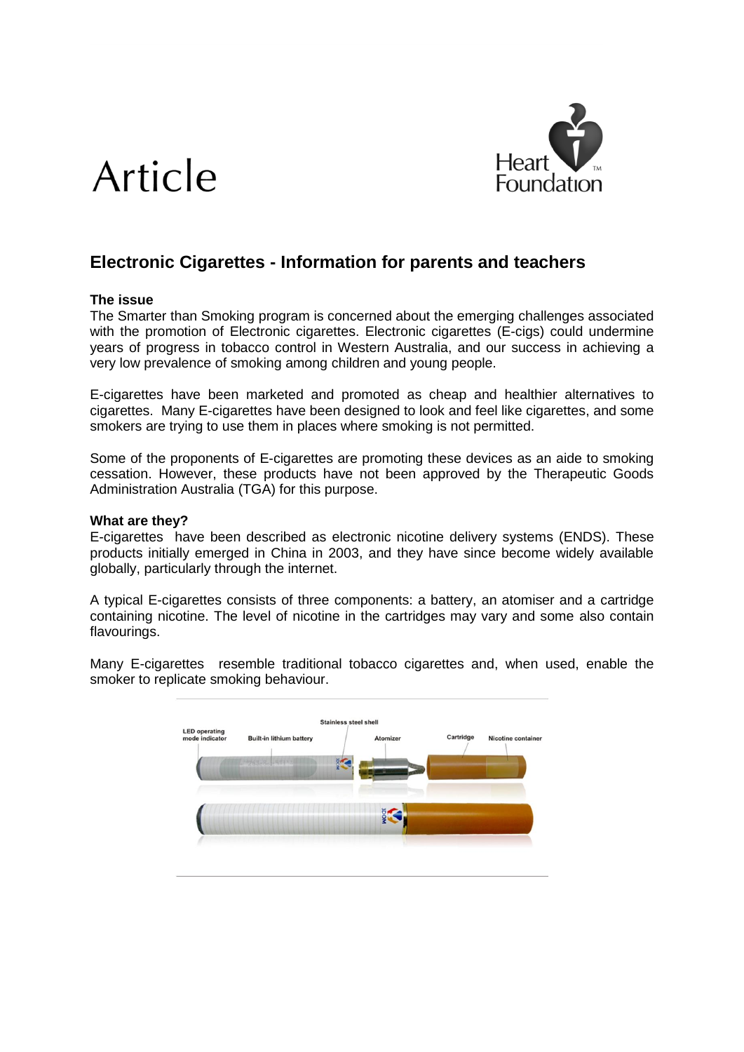Article

# Electronic Cigarettes - Information for parents and teachers

### The issue

The Smarter than Smoking program is concerned about the emerging challenges associated with the promotion of Electronic cigarettes. Electronic cigarettes (E-cigs) could undermine years of progress in tobacco control in Western Australia, and our success in achieving a very low prevalence of smoking among children and young people.

E-cigarettes have been marketed and promoted as cheap and healthier alternatives to cigarettes. Many E-cigarettes have been designed to look and feel like cigarettes, and some smokers are trying to use them in places where smoking is not permitted.

Some of the proponents of E-cigarettes are promoting these devices as an aide to smoking cessation. However, these products have not been approved by the Therapeutic Goods Administration Australia (TGA) for this purpose.

### What are they?

E-cigarettes have been described as electronic nicotine delivery systems (ENDS). These products initially emerged in China in 2003, and they have since become widely available globally, particularly through the internet.

A typical E-cigarettes consists of three components: a battery, an atomiser and a cartridge containing nicotine. The level of nicotine in the cartridges may vary and some also contain flavourings.

Many E-cigarettes resemble traditional tobacco cigarettes and, when used, enable the smoker to replicate smoking behaviour.

LED operating mode indicator | Built-in lithium battery | Stainless steel shell | Atomizer | Cartridge | Nicotine container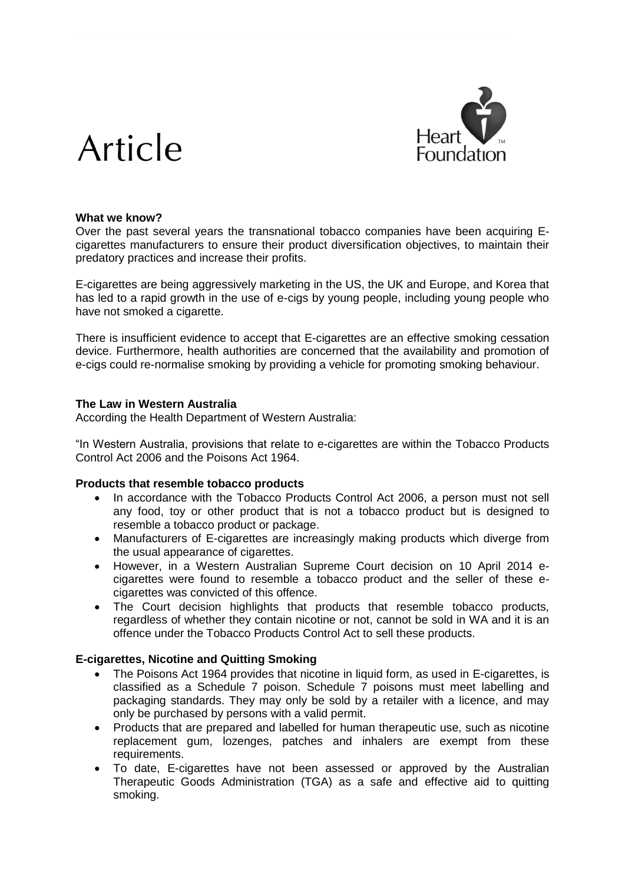# Article

### What we know?

Over the past several years the transnational tobacco companies have been acquiring E-cigarettes manufacturers to ensure their product diversification objectives, to maintain their predatory practices and increase their profits.

E-cigarettes are being aggressively marketing in the US, the UK and Europe, and Korea that has led to a rapid growth in the use of e-cigs by young people, including young people who have not smoked a cigarette.

There is insufficient evidence to accept that E-cigarettes are an effective smoking cessation device. Furthermore, health authorities are concerned that the availability and promotion of e-cigs could re-normalise smoking by providing a vehicle for promoting smoking behaviour.

### The Law in Western Australia

According the Health Department of Western Australia:

"In Western Australia, provisions that relate to e-cigarettes are within the Tobacco Products Control Act 2006 and the Poisons Act 1964.

### Products that resemble tobacco products

- In accordance with the Tobacco Products Control Act 2006, a person must not sell any food, toy or other product that is not a tobacco product but is designed to resemble a tobacco product or package.
- Manufacturers of E-cigarettes are increasingly making products which diverge from the usual appearance of cigarettes.
- However, in a Western Australian Supreme Court decision on 10 April 2014 e-cigarettes were found to resemble a tobacco product and the seller of these e-cigarettes was convicted of this offence.
- The Court decision highlights that products that resemble tobacco products, regardless of whether they contain nicotine or not, cannot be sold in WA and it is an offence under the Tobacco Products Control Act to sell these products.

### E-cigarettes, Nicotine and Quitting Smoking

- The Poisons Act 1964 provides that nicotine in liquid form, as used in E-cigarettes, is classified as a Schedule 7 poison. Schedule 7 poisons must meet labelling and packaging standards. They may only be sold by a retailer with a licence, and may only be purchased by persons with a valid permit.
- Products that are prepared and labelled for human therapeutic use, such as nicotine replacement gum, lozenges, patches and inhalers are exempt from these requirements.
- To date, E-cigarettes have not been assessed or approved by the Australian Therapeutic Goods Administration (TGA) as a safe and effective aid to quitting smoking.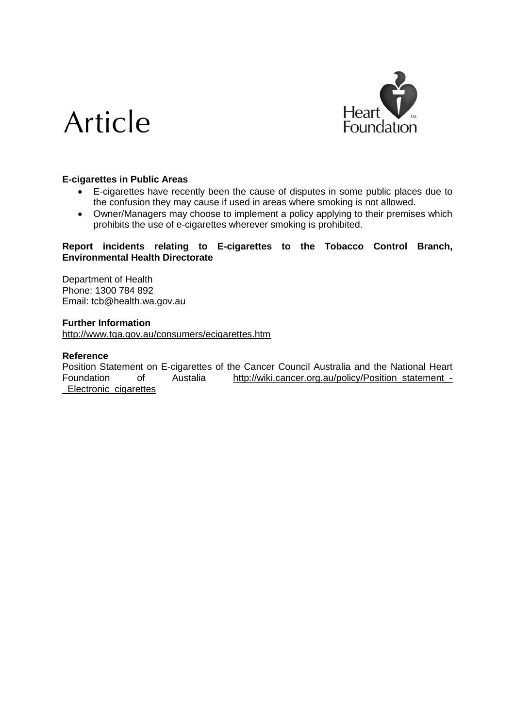# Article

**E-cigarettes in Public Areas**

- E-cigarettes have recently been the cause of disputes in some public places due to the confusion they may cause if used in areas where smoking is not allowed.
- Owner/Managers may choose to implement a policy applying to their premises which prohibits the use of e-cigarettes wherever smoking is prohibited.

**Report incidents relating to E-cigarettes to the Tobacco Control Branch, Environmental Health Directorate**

Department of Health
Phone: 1300 784 892
Email: tcb@health.wa.gov.au

**Further Information**

http://www.tga.gov.au/consumers/ecigarettes.htm

**Reference**

Position Statement on E-cigarettes of the Cancer Council Australia and the National Heart Foundation of Austalia http://wiki.cancer.org.au/policy/Position_statement_-_Electronic_cigarettes